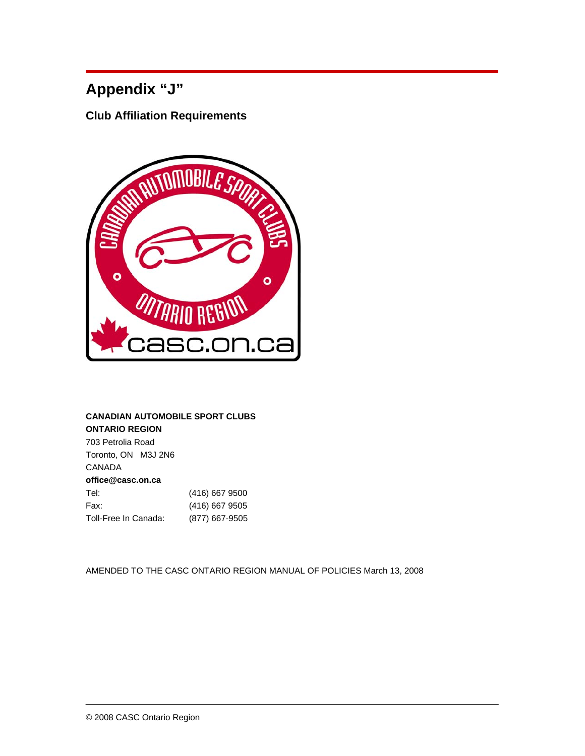# Appendix “J”

## Club Affiliation Requirements

**CANADIAN AUTOMOBILE SPORT CLUBS**
**ONTARIO REGION**
703 Petrolia Road
Toronto, ON   M3J 2N6
CANADA
**office@casc.on.ca**

| | |
|---|---|
| Tel: | (416) 667 9500 |
| Fax: | (416) 667 9505 |
| Toll-Free In Canada: | (877) 667-9505 |

AMENDED TO THE CASC ONTARIO REGION MANUAL OF POLICIES March 13, 2008

© 2008 CASC Ontario Region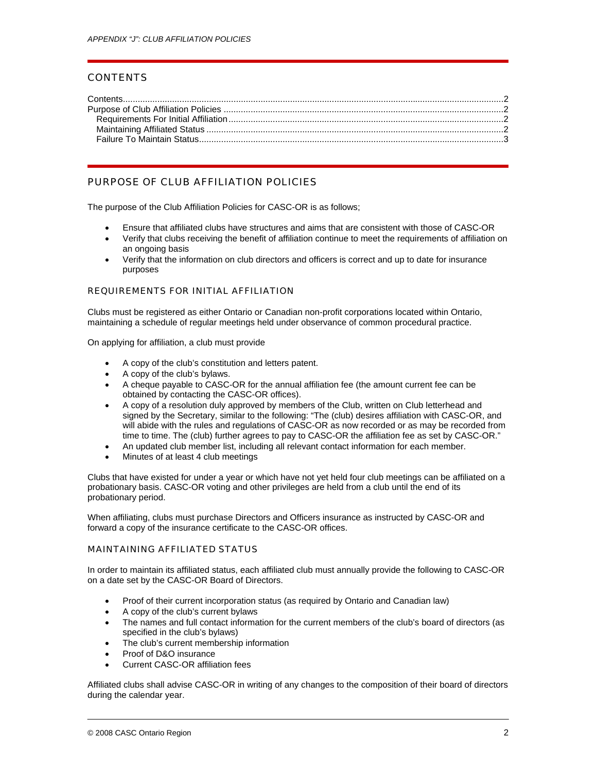## CONTENTS

Contents....................................................................................................................................................2
Purpose of Club Affiliation Policies ..........................................................................................................2
Requirements For Initial Affiliation.........................................................................................................2
Maintaining Affiliated Status .................................................................................................................2
Failure To Maintain Status.....................................................................................................................3

## PURPOSE OF CLUB AFFILIATION POLICIES

The purpose of the Club Affiliation Policies for CASC-OR is as follows;

- Ensure that affiliated clubs have structures and aims that are consistent with those of CASC-OR
- Verify that clubs receiving the benefit of affiliation continue to meet the requirements of affiliation on an ongoing basis
- Verify that the information on club directors and officers is correct and up to date for insurance purposes

### REQUIREMENTS FOR INITIAL AFFILIATION

Clubs must be registered as either Ontario or Canadian non-profit corporations located within Ontario, maintaining a schedule of regular meetings held under observance of common procedural practice.

On applying for affiliation, a club must provide

- A copy of the club's constitution and letters patent.
- A copy of the club's bylaws.
- A cheque payable to CASC-OR for the annual affiliation fee (the amount current fee can be obtained by contacting the CASC-OR offices).
- A copy of a resolution duly approved by members of the Club, written on Club letterhead and signed by the Secretary, similar to the following: "The (club) desires affiliation with CASC-OR, and will abide with the rules and regulations of CASC-OR as now recorded or as may be recorded from time to time. The (club) further agrees to pay to CASC-OR the affiliation fee as set by CASC-OR."
- An updated club member list, including all relevant contact information for each member.
- Minutes of at least 4 club meetings

Clubs that have existed for under a year or which have not yet held four club meetings can be affiliated on a probationary basis. CASC-OR voting and other privileges are held from a club until the end of its probationary period.

When affiliating, clubs must purchase Directors and Officers insurance as instructed by CASC-OR and forward a copy of the insurance certificate to the CASC-OR offices.

### MAINTAINING AFFILIATED STATUS

In order to maintain its affiliated status, each affiliated club must annually provide the following to CASC-OR on a date set by the CASC-OR Board of Directors.

- Proof of their current incorporation status (as required by Ontario and Canadian law)
- A copy of the club's current bylaws
- The names and full contact information for the current members of the club's board of directors (as specified in the club's bylaws)
- The club's current membership information
- Proof of D&O insurance
- Current CASC-OR affiliation fees

Affiliated clubs shall advise CASC-OR in writing of any changes to the composition of their board of directors during the calendar year.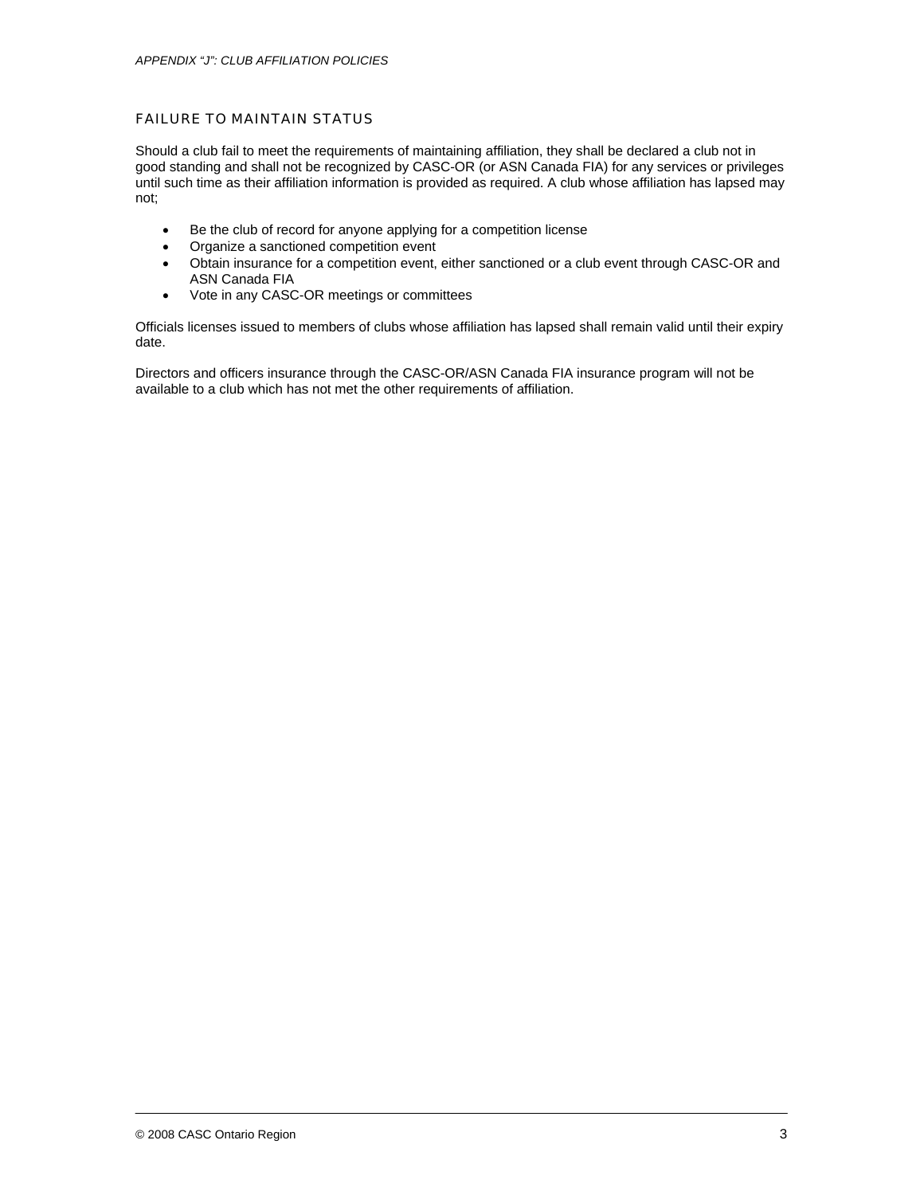## FAILURE TO MAINTAIN STATUS

Should a club fail to meet the requirements of maintaining affiliation, they shall be declared a club not in good standing and shall not be recognized by CASC-OR (or ASN Canada FIA) for any services or privileges until such time as their affiliation information is provided as required. A club whose affiliation has lapsed may not;

- Be the club of record for anyone applying for a competition license
- Organize a sanctioned competition event
- Obtain insurance for a competition event, either sanctioned or a club event through CASC-OR and ASN Canada FIA
- Vote in any CASC-OR meetings or committees

Officials licenses issued to members of clubs whose affiliation has lapsed shall remain valid until their expiry date.

Directors and officers insurance through the CASC-OR/ASN Canada FIA insurance program will not be available to a club which has not met the other requirements of affiliation.